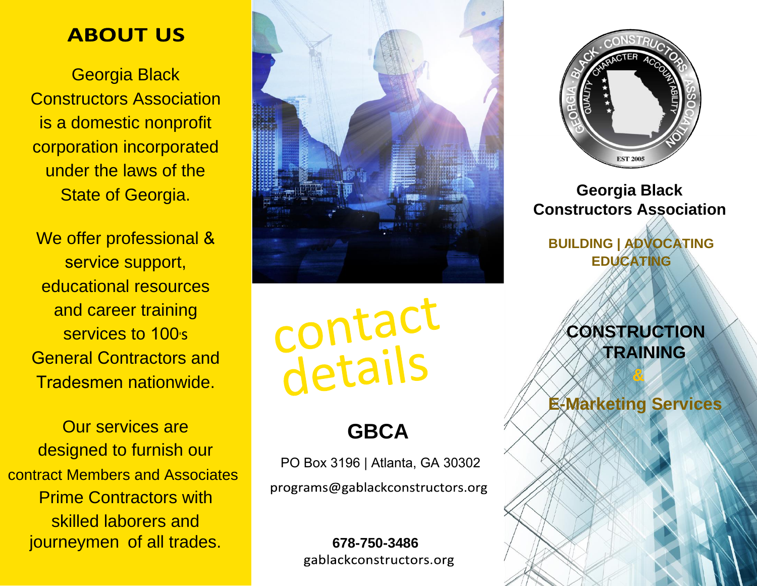## ABOUT US

Georgia Black Constructors Association is a domestic nonprofit corporation incorporated under the laws of the State of Georgia.

We offer professional & service support, educational resources and career training services to 100's General Contractors and Tradesmen nationwide.

Our services are designed to furnish our contract Members and Associates Prime Contractors with skilled laborers and journeymen of all trades.

## contact details

### GBCA

PO Box 3196 | Atlanta, GA 30302

programs@gablackconstructors.org

**678-750-3486**

gablackconstructors.org

GEORGIA · BLACK · CONSTRUCTORS · ASSOCIATION

QUALITY CHARACTER ACCOUNTABILITY

EST 2005

**Georgia Black Constructors Association**

**BUILDING | ADVOCATING EDUCATING**

**CONSTRUCTION TRAINING**

**&**

**E-Marketing Services**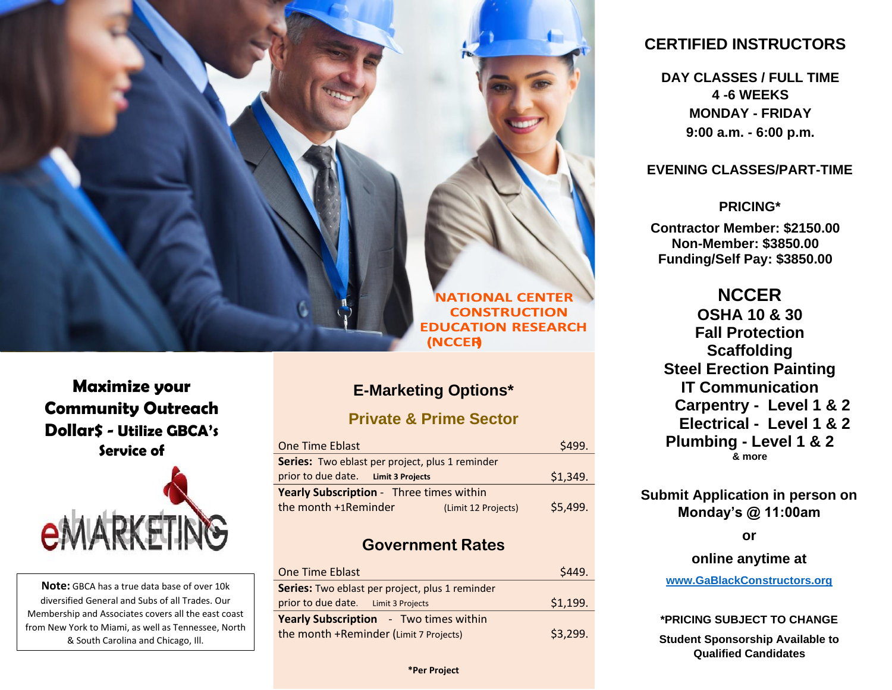NATIONAL CENTER CONSTRUCTION EDUCATION RESEARCH (NCCER)

## Maximize your Community Outreach Dollar$ - Utilize GBCA's Service of

eMARKETING

**Note:** GBCA has a true data base of over 10k diversified General and Subs of all Trades. Our Membership and Associates covers all the east coast from New York to Miami, as well as Tennessee, North & South Carolina and Chicago, Ill.

## E-Marketing Options*

### Private & Prime Sector

| | |
|---|---|
| One Time Eblast | $499. |
| **Series:** Two eblast per project, plus 1 reminder prior to due date. **Limit 3 Projects** | $1,349. |
| **Yearly Subscription** - Three times within the month +1Reminder (Limit 12 Projects) | $5,499. |

### Government Rates

| | |
|---|---|
| One Time Eblast | $449. |
| **Series:** Two eblast per project, plus 1 reminder prior to due date. Limit 3 Projects | $1,199. |
| **Yearly Subscription** - Two times within the month +Reminder (Limit 7 Projects) | $3,299. |

**\*Per Project**

## CERTIFIED INSTRUCTORS

**DAY CLASSES / FULL TIME**
**4 -6 WEEKS**
**MONDAY - FRIDAY**
**9:00 a.m. - 6:00 p.m.**

**EVENING CLASSES/PART-TIME**

**PRICING***

**Contractor Member: $2150.00**
**Non-Member: $3850.00**
**Funding/Self Pay: $3850.00**

## NCCER

**OSHA 10 & 30**
**Fall Protection**
**Scaffolding**
**Steel Erection Painting**
**IT Communication**
**Carpentry - Level 1 & 2**
**Electrical - Level 1 & 2**
**Plumbing - Level 1 & 2**
**& more**

**Submit Application in person on Monday's @ 11:00am**

**or**

**online anytime at**

**www.GaBlackConstructors.org**

**\*PRICING SUBJECT TO CHANGE**

**Student Sponsorship Available to Qualified Candidates**